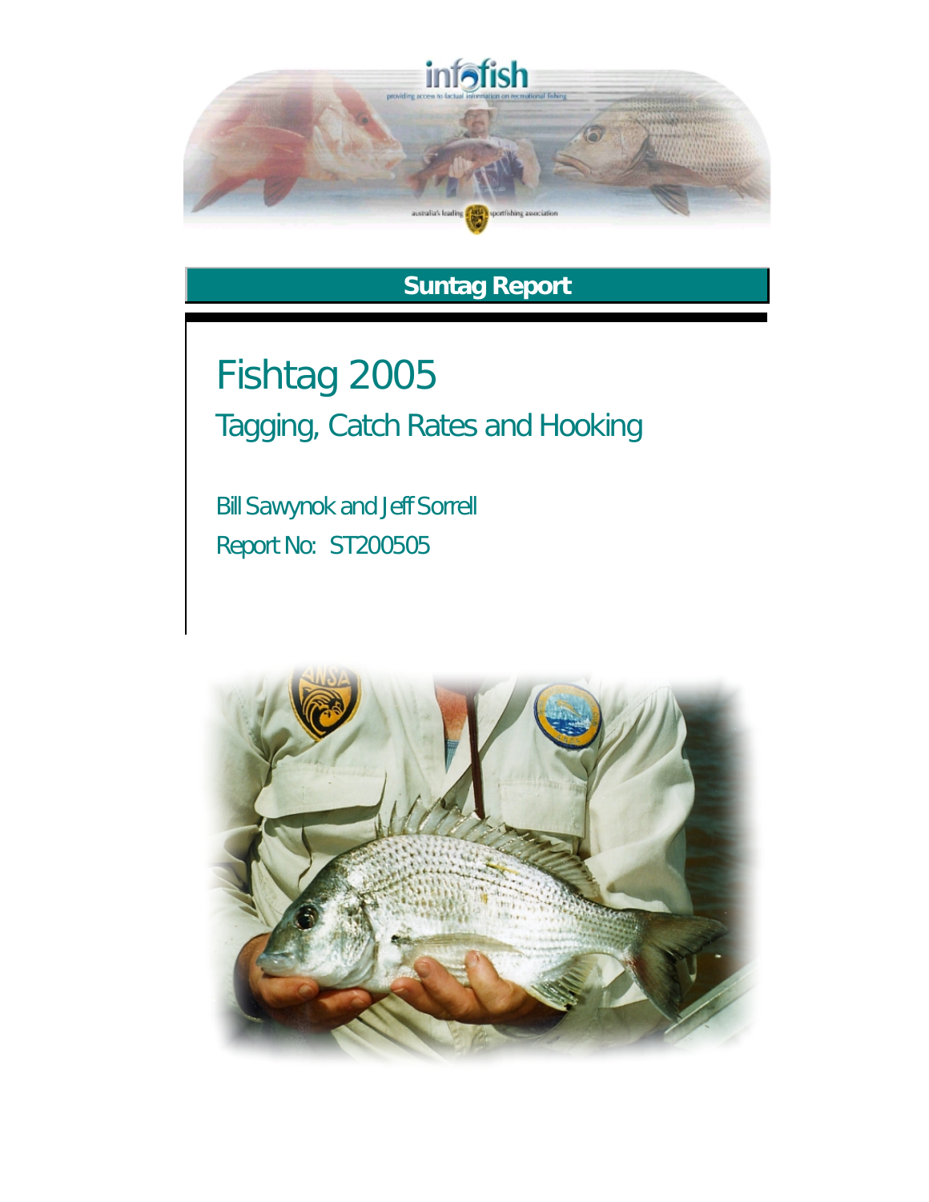infofish

providing access to factual information on recreational fishing

australia's leading sportfishing association

**Suntag Report**

# Fishtag 2005

## Tagging, Catch Rates and Hooking

Bill Sawynok and Jeff Sorrell

Report No: ST200505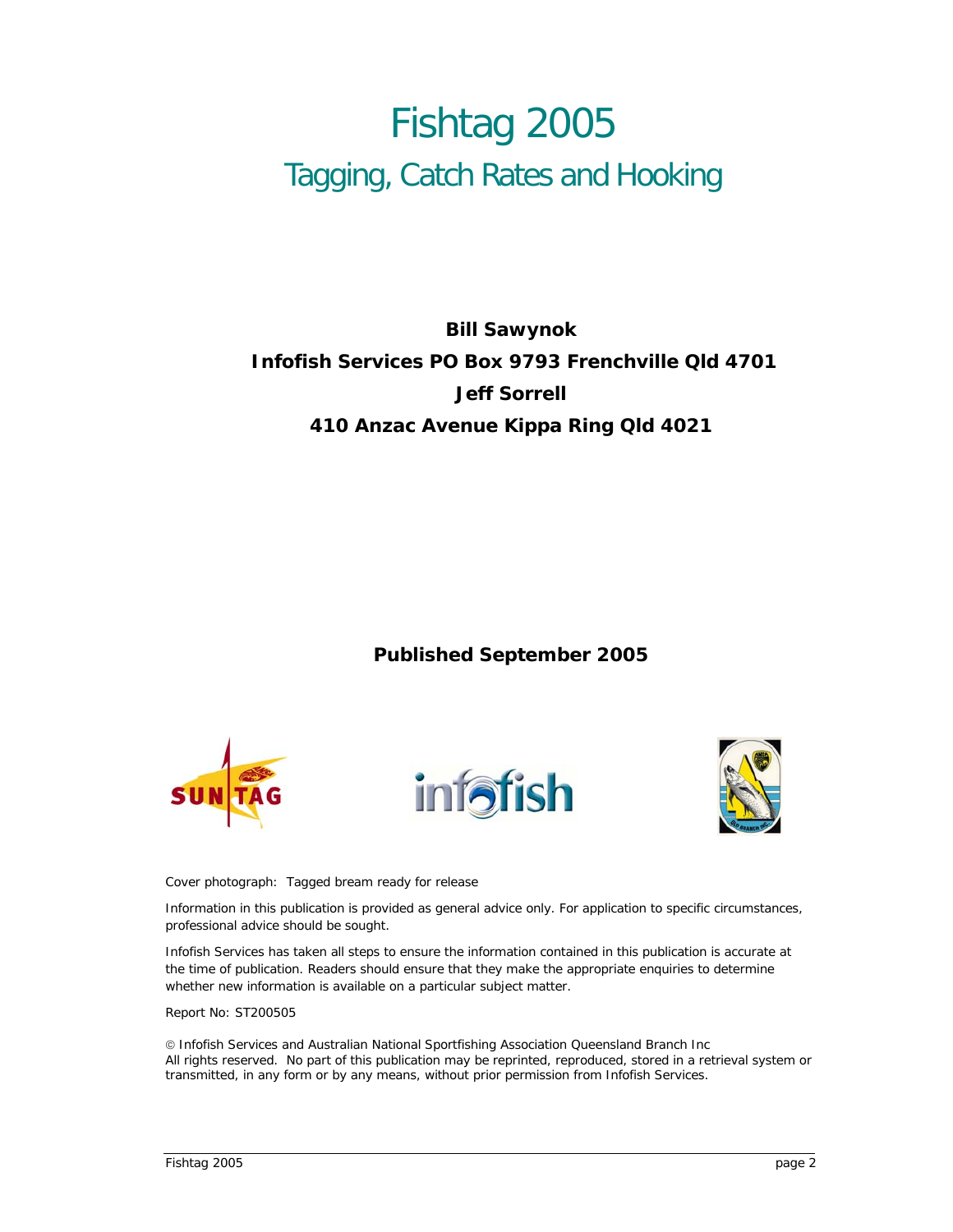# Fishtag 2005

## Tagging, Catch Rates and Hooking

**Bill Sawynok**

**Infofish Services PO Box 9793 Frenchville Qld 4701**

**Jeff Sorrell**

**410 Anzac Avenue Kippa Ring Qld 4021**

**Published September 2005**

Cover photograph: Tagged bream ready for release

Information in this publication is provided as general advice only. For application to specific circumstances, professional advice should be sought.

Infofish Services has taken all steps to ensure the information contained in this publication is accurate at the time of publication. Readers should ensure that they make the appropriate enquiries to determine whether new information is available on a particular subject matter.

Report No: ST200505

© Infofish Services and Australian National Sportfishing Association Queensland Branch Inc
All rights reserved. No part of this publication may be reprinted, reproduced, stored in a retrieval system or transmitted, in any form or by any means, without prior permission from Infofish Services.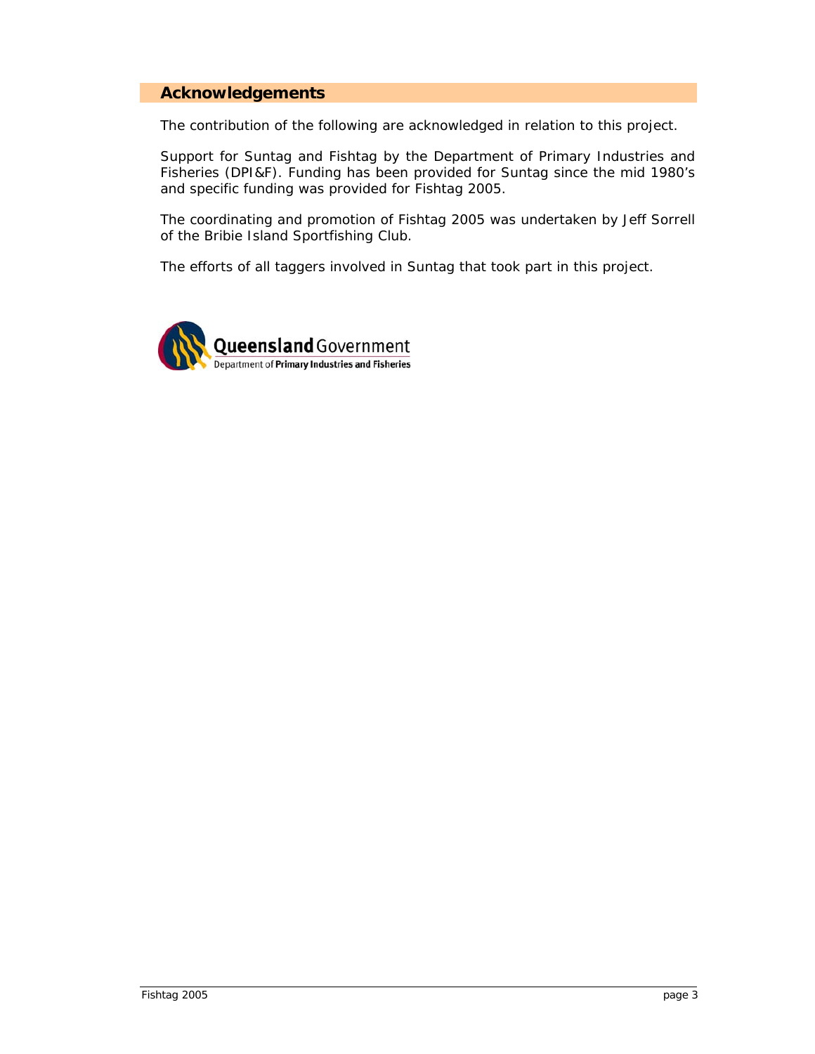## Acknowledgements

The contribution of the following are acknowledged in relation to this project.

Support for Suntag and Fishtag by the Department of Primary Industries and Fisheries (DPI&F). Funding has been provided for Suntag since the mid 1980's and specific funding was provided for Fishtag 2005.

The coordinating and promotion of Fishtag 2005 was undertaken by Jeff Sorrell of the Bribie Island Sportfishing Club.

The efforts of all taggers involved in Suntag that took part in this project.

Queensland Government
Department of Primary Industries and Fisheries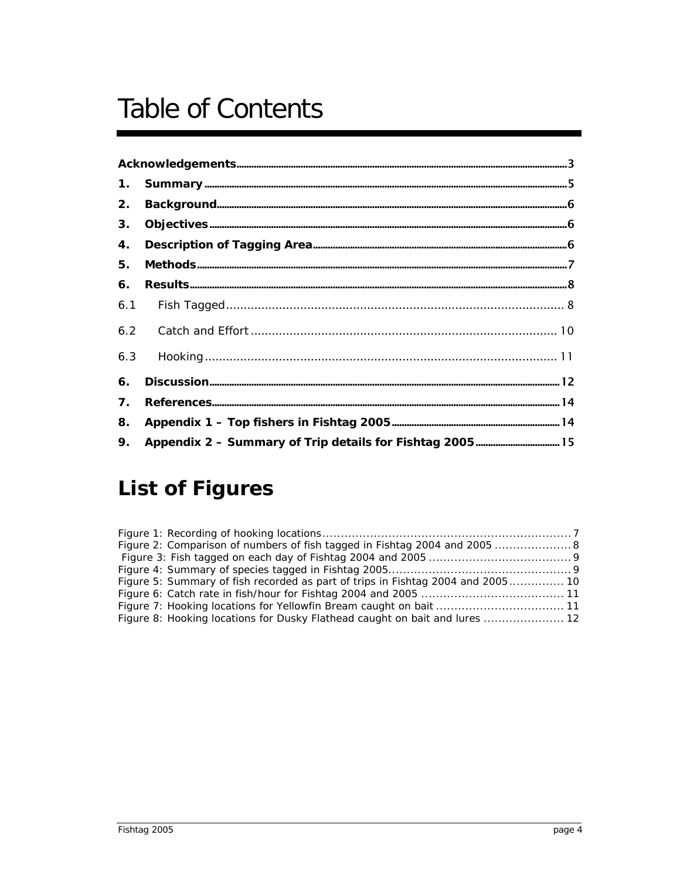# Table of Contents

Acknowledgements ... 3

1. Summary ... 5
2. Background ... 6
3. Objectives ... 6
4. Description of Tagging Area ... 6
5. Methods ... 7
6. Results ... 8

6.1 Fish Tagged ... 8

6.2 Catch and Effort ... 10

6.3 Hooking ... 11

6. Discussion ... 12
7. References ... 14
8. Appendix 1 – Top fishers in Fishtag 2005 ... 14
9. Appendix 2 – Summary of Trip details for Fishtag 2005 ... 15

# List of Figures

Figure 1: Recording of hooking locations ... 7
Figure 2: Comparison of numbers of fish tagged in Fishtag 2004 and 2005 ... 8
Figure 3: Fish tagged on each day of Fishtag 2004 and 2005 ... 9
Figure 4: Summary of species tagged in Fishtag 2005 ... 9
Figure 5: Summary of fish recorded as part of trips in Fishtag 2004 and 2005 ... 10
Figure 6: Catch rate in fish/hour for Fishtag 2004 and 2005 ... 11
Figure 7: Hooking locations for Yellowfin Bream caught on bait ... 11
Figure 8: Hooking locations for Dusky Flathead caught on bait and lures ... 12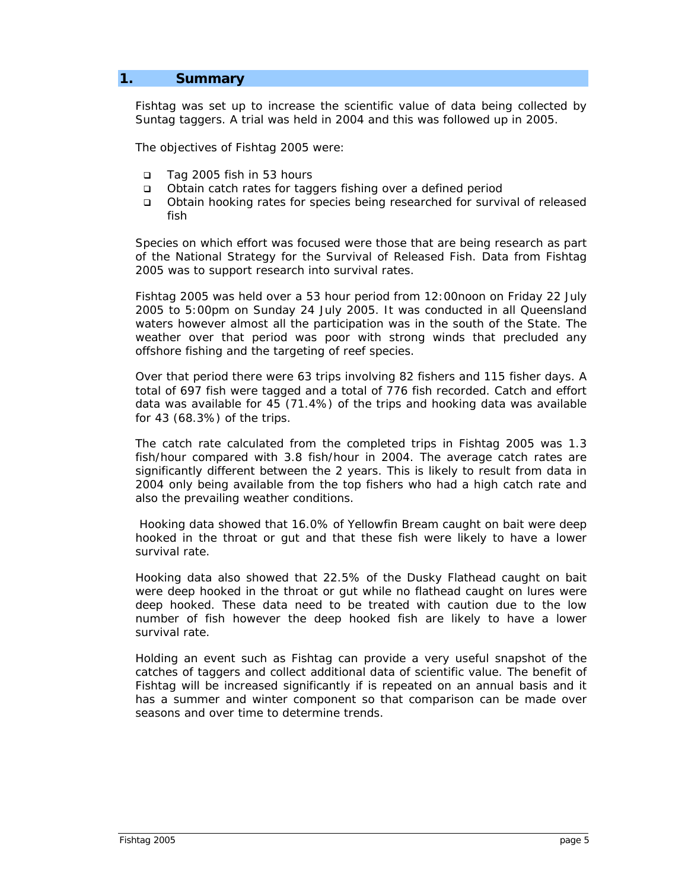# 1. Summary

Fishtag was set up to increase the scientific value of data being collected by Suntag taggers. A trial was held in 2004 and this was followed up in 2005.

The objectives of Fishtag 2005 were:

- Tag 2005 fish in 53 hours
- Obtain catch rates for taggers fishing over a defined period
- Obtain hooking rates for species being researched for survival of released fish

Species on which effort was focused were those that are being research as part of the National Strategy for the Survival of Released Fish. Data from Fishtag 2005 was to support research into survival rates.

Fishtag 2005 was held over a 53 hour period from 12:00noon on Friday 22 July 2005 to 5:00pm on Sunday 24 July 2005. It was conducted in all Queensland waters however almost all the participation was in the south of the State. The weather over that period was poor with strong winds that precluded any offshore fishing and the targeting of reef species.

Over that period there were 63 trips involving 82 fishers and 115 fisher days. A total of 697 fish were tagged and a total of 776 fish recorded. Catch and effort data was available for 45 (71.4%) of the trips and hooking data was available for 43 (68.3%) of the trips.

The catch rate calculated from the completed trips in Fishtag 2005 was 1.3 fish/hour compared with 3.8 fish/hour in 2004. The average catch rates are significantly different between the 2 years. This is likely to result from data in 2004 only being available from the top fishers who had a high catch rate and also the prevailing weather conditions.

Hooking data showed that 16.0% of Yellowfin Bream caught on bait were deep hooked in the throat or gut and that these fish were likely to have a lower survival rate.

Hooking data also showed that 22.5% of the Dusky Flathead caught on bait were deep hooked in the throat or gut while no flathead caught on lures were deep hooked. These data need to be treated with caution due to the low number of fish however the deep hooked fish are likely to have a lower survival rate.

Holding an event such as Fishtag can provide a very useful snapshot of the catches of taggers and collect additional data of scientific value. The benefit of Fishtag will be increased significantly if is repeated on an annual basis and it has a summer and winter component so that comparison can be made over seasons and over time to determine trends.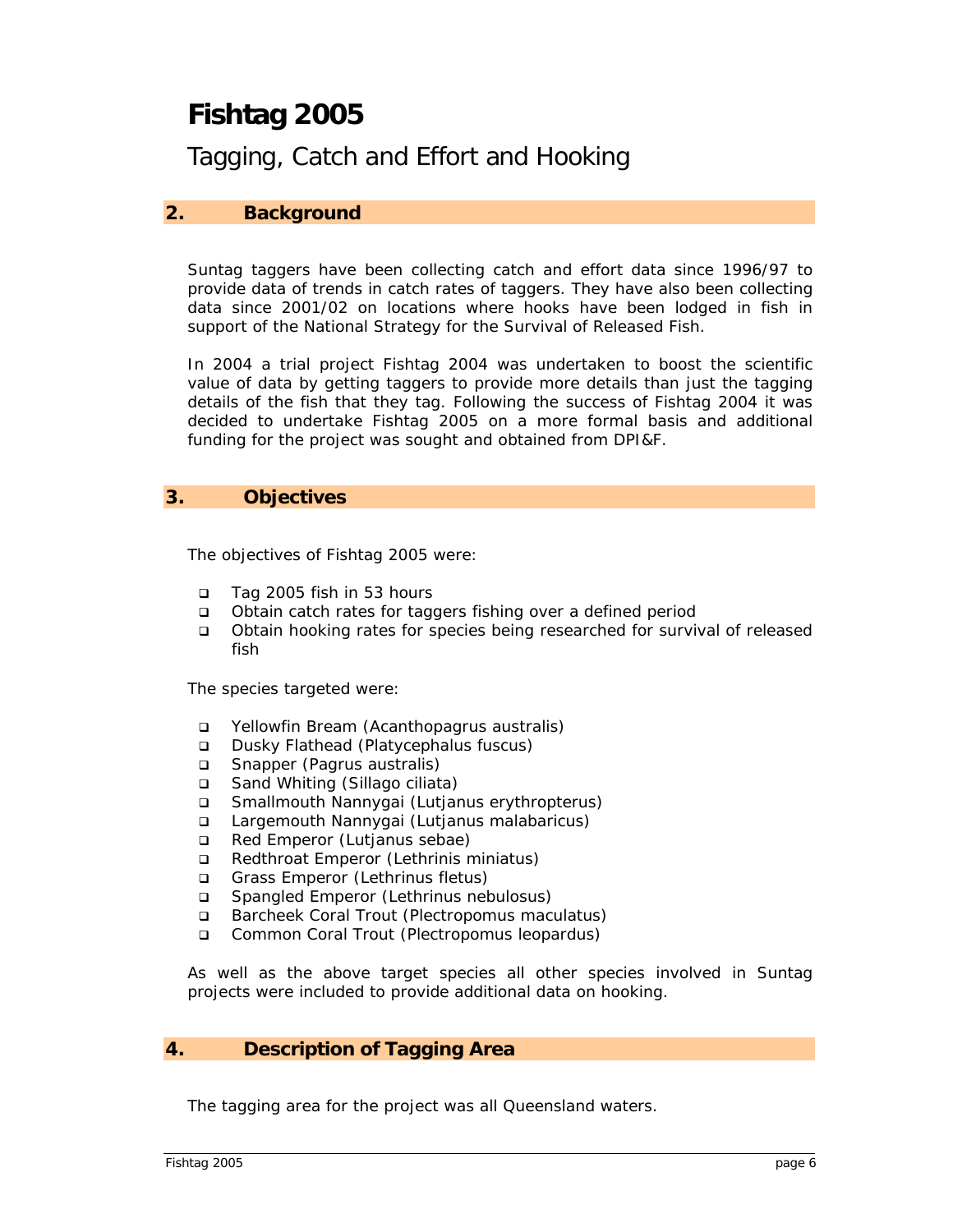# Fishtag 2005

Tagging, Catch and Effort and Hooking

## 2. Background

Suntag taggers have been collecting catch and effort data since 1996/97 to provide data of trends in catch rates of taggers. They have also been collecting data since 2001/02 on locations where hooks have been lodged in fish in support of the National Strategy for the Survival of Released Fish.

In 2004 a trial project Fishtag 2004 was undertaken to boost the scientific value of data by getting taggers to provide more details than just the tagging details of the fish that they tag. Following the success of Fishtag 2004 it was decided to undertake Fishtag 2005 on a more formal basis and additional funding for the project was sought and obtained from DPI&F.

## 3. Objectives

The objectives of Fishtag 2005 were:

- Tag 2005 fish in 53 hours
- Obtain catch rates for taggers fishing over a defined period
- Obtain hooking rates for species being researched for survival of released fish

The species targeted were:

- Yellowfin Bream (Acanthopagrus australis)
- Dusky Flathead (Platycephalus fuscus)
- Snapper (Pagrus australis)
- Sand Whiting (Sillago ciliata)
- Smallmouth Nannygai (Lutjanus erythropterus)
- Largemouth Nannygai (Lutjanus malabaricus)
- Red Emperor (Lutjanus sebae)
- Redthroat Emperor (Lethrinis miniatus)
- Grass Emperor (Lethrinus fletus)
- Spangled Emperor (Lethrinus nebulosus)
- Barcheek Coral Trout (Plectropomus maculatus)
- Common Coral Trout (Plectropomus leopardus)

As well as the above target species all other species involved in Suntag projects were included to provide additional data on hooking.

## 4. Description of Tagging Area

The tagging area for the project was all Queensland waters.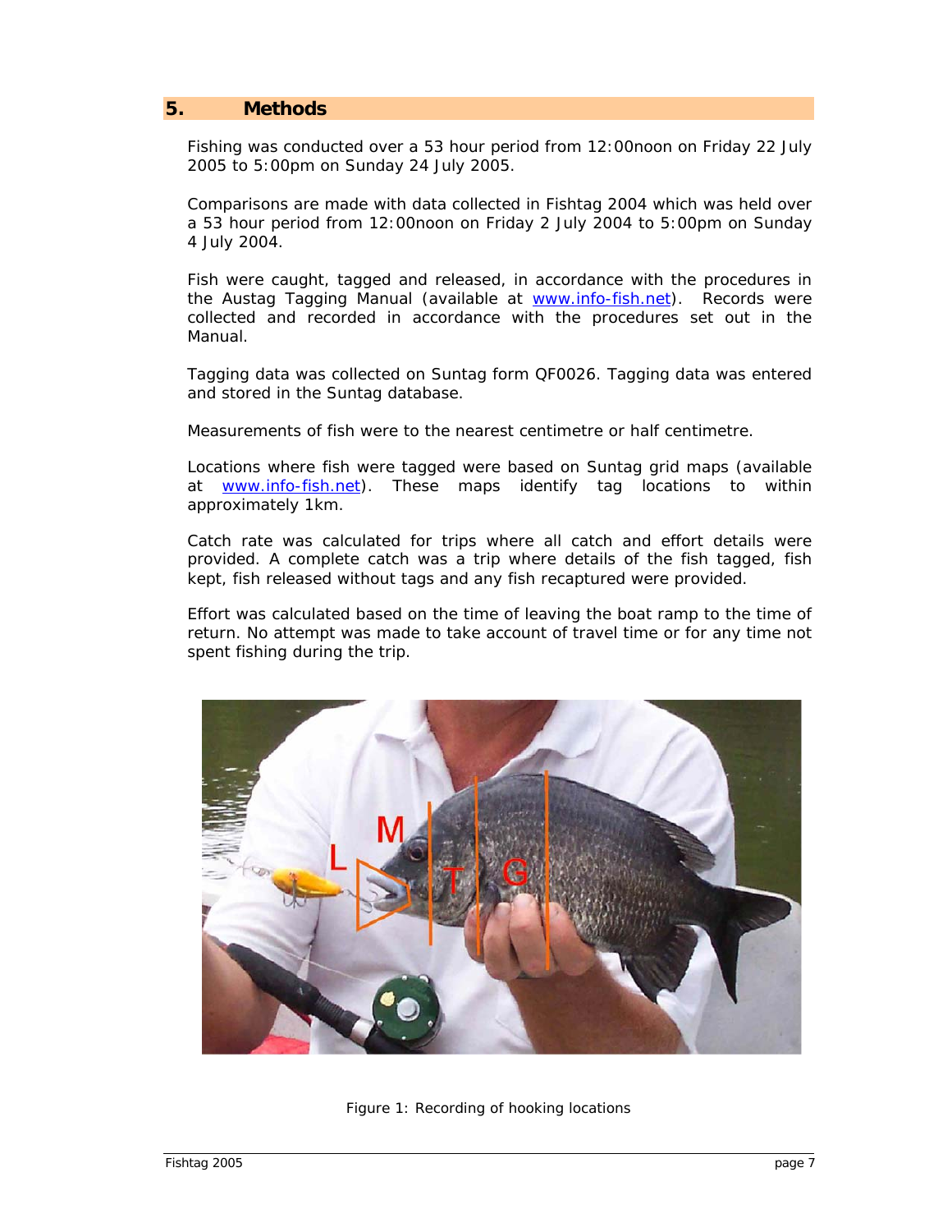## 5. Methods

Fishing was conducted over a 53 hour period from 12:00noon on Friday 22 July 2005 to 5:00pm on Sunday 24 July 2005.

Comparisons are made with data collected in Fishtag 2004 which was held over a 53 hour period from 12:00noon on Friday 2 July 2004 to 5:00pm on Sunday 4 July 2004.

Fish were caught, tagged and released, in accordance with the procedures in the Austag Tagging Manual (available at www.info-fish.net). Records were collected and recorded in accordance with the procedures set out in the Manual.

Tagging data was collected on Suntag form QF0026. Tagging data was entered and stored in the Suntag database.

Measurements of fish were to the nearest centimetre or half centimetre.

Locations where fish were tagged were based on Suntag grid maps (available at www.info-fish.net). These maps identify tag locations to within approximately 1km.

Catch rate was calculated for trips where all catch and effort details were provided. A complete catch was a trip where details of the fish tagged, fish kept, fish released without tags and any fish recaptured were provided.

Effort was calculated based on the time of leaving the boat ramp to the time of return. No attempt was made to take account of travel time or for any time not spent fishing during the trip.

Figure 1: Recording of hooking locations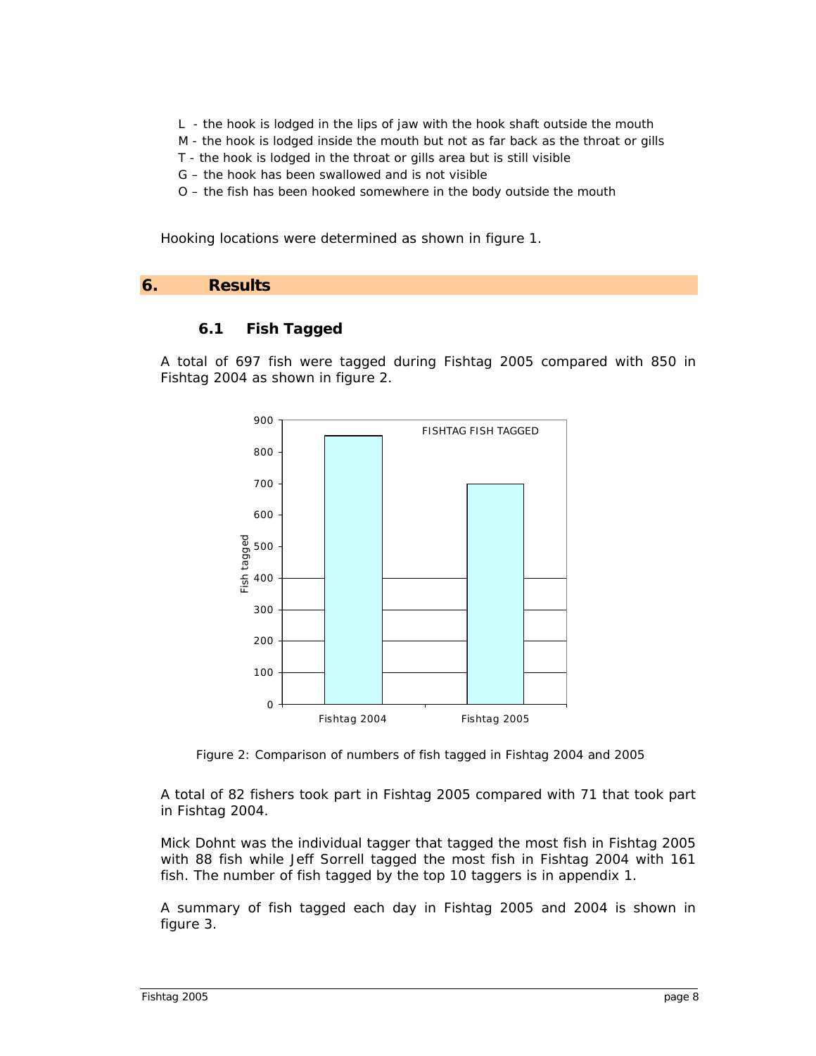- L - the hook is lodged in the lips of jaw with the hook shaft outside the mouth
- M - the hook is lodged inside the mouth but not as far back as the throat or gills
- T - the hook is lodged in the throat or gills area but is still visible
- G – the hook has been swallowed and is not visible
- O – the fish has been hooked somewhere in the body outside the mouth

Hooking locations were determined as shown in figure 1.

# 6. Results

## 6.1 Fish Tagged

A total of 697 fish were tagged during Fishtag 2005 compared with 850 in Fishtag 2004 as shown in figure 2.

Figure 2: Comparison of numbers of fish tagged in Fishtag 2004 and 2005

A total of 82 fishers took part in Fishtag 2005 compared with 71 that took part in Fishtag 2004.

Mick Dohnt was the individual tagger that tagged the most fish in Fishtag 2005 with 88 fish while Jeff Sorrell tagged the most fish in Fishtag 2004 with 161 fish. The number of fish tagged by the top 10 taggers is in appendix 1.

A summary of fish tagged each day in Fishtag 2005 and 2004 is shown in figure 3.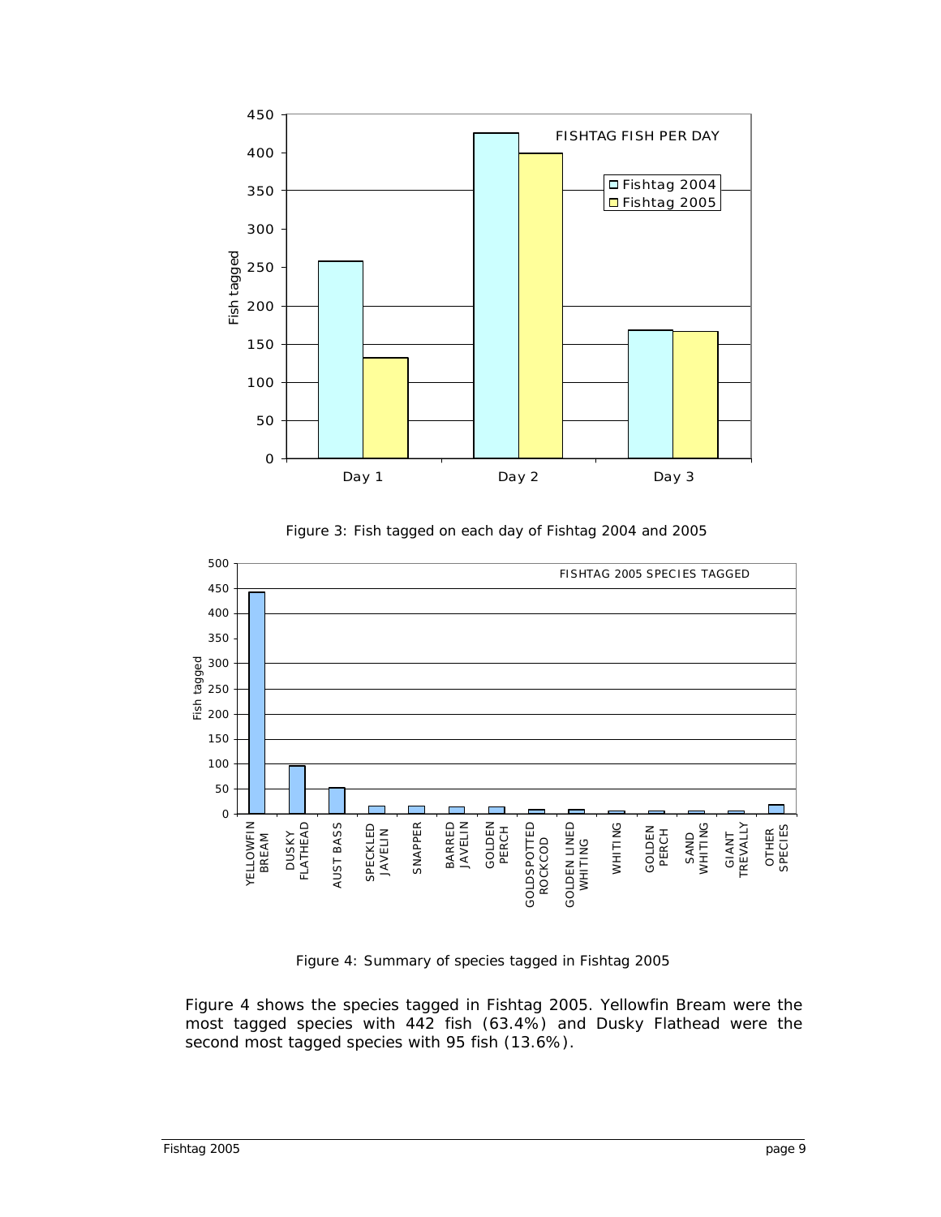Figure 3: Fish tagged on each day of Fishtag 2004 and 2005

Figure 4: Summary of species tagged in Fishtag 2005

Figure 4 shows the species tagged in Fishtag 2005. Yellowfin Bream were the most tagged species with 442 fish (63.4%) and Dusky Flathead were the second most tagged species with 95 fish (13.6%).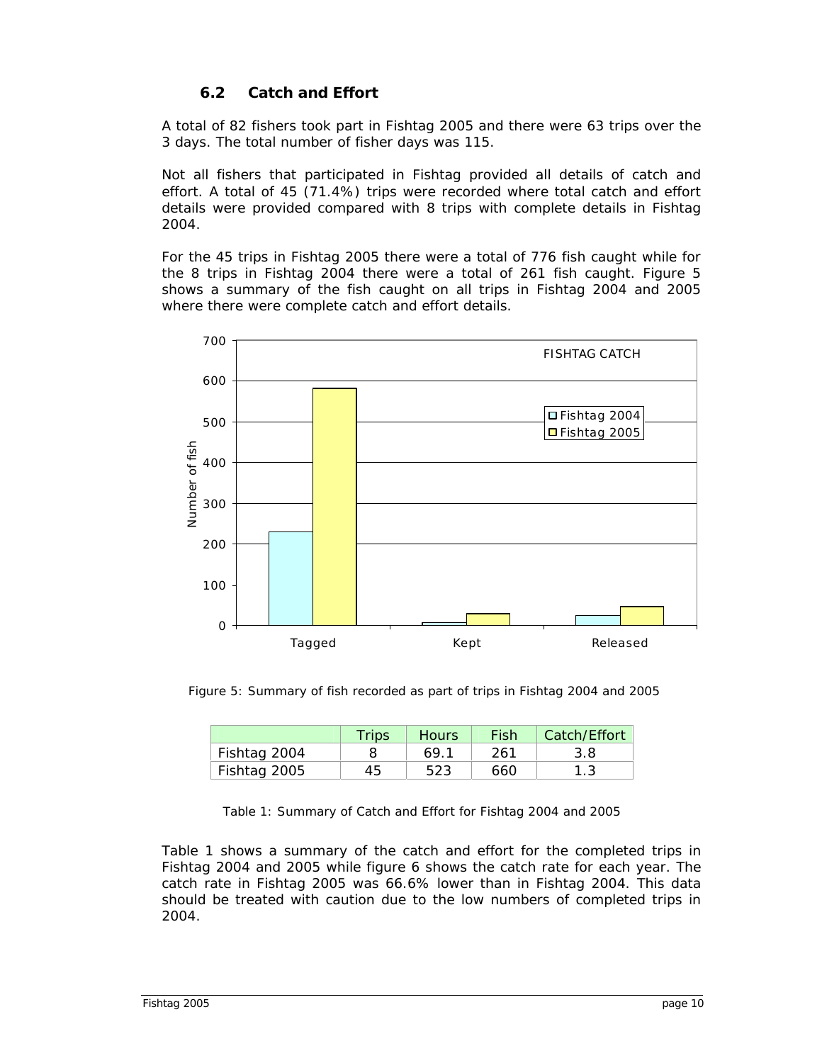## 6.2 Catch and Effort

A total of 82 fishers took part in Fishtag 2005 and there were 63 trips over the 3 days. The total number of fisher days was 115.

Not all fishers that participated in Fishtag provided all details of catch and effort. A total of 45 (71.4%) trips were recorded where total catch and effort details were provided compared with 8 trips with complete details in Fishtag 2004.

For the 45 trips in Fishtag 2005 there were a total of 776 fish caught while for the 8 trips in Fishtag 2004 there were a total of 261 fish caught. Figure 5 shows a summary of the fish caught on all trips in Fishtag 2004 and 2005 where there were complete catch and effort details.

Figure 5: Summary of fish recorded as part of trips in Fishtag 2004 and 2005

| | Trips | Hours | Fish | Catch/Effort |
|---|---|---|---|---|
| Fishtag 2004 | 8 | 69.1 | 261 | 3.8 |
| Fishtag 2005 | 45 | 523 | 660 | 1.3 |

Table 1: Summary of Catch and Effort for Fishtag 2004 and 2005

Table 1 shows a summary of the catch and effort for the completed trips in Fishtag 2004 and 2005 while figure 6 shows the catch rate for each year. The catch rate in Fishtag 2005 was 66.6% lower than in Fishtag 2004. This data should be treated with caution due to the low numbers of completed trips in 2004.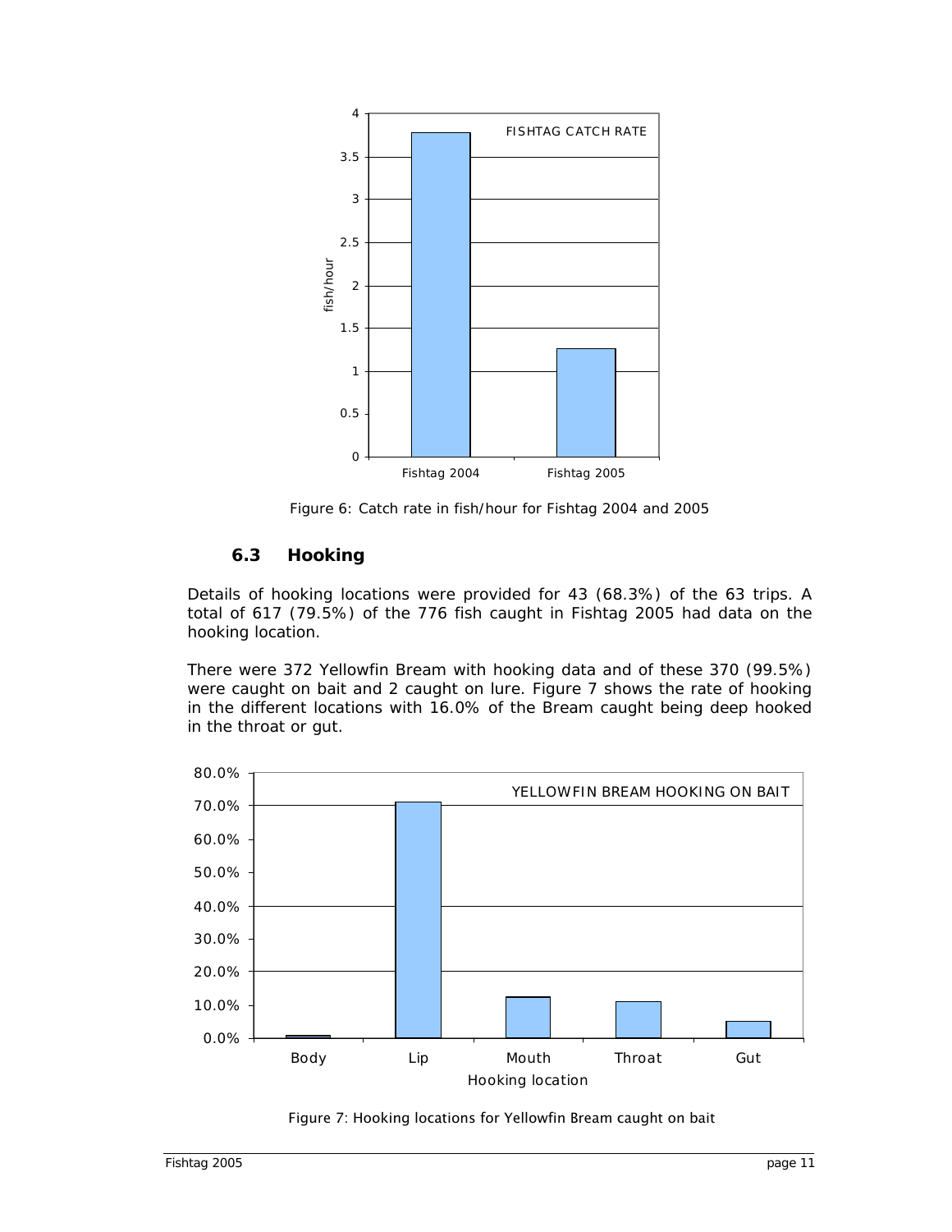Figure 6: Catch rate in fish/hour for Fishtag 2004 and 2005

### 6.3 Hooking

Details of hooking locations were provided for 43 (68.3%) of the 63 trips. A total of 617 (79.5%) of the 776 fish caught in Fishtag 2005 had data on the hooking location.

There were 372 Yellowfin Bream with hooking data and of these 370 (99.5%) were caught on bait and 2 caught on lure. Figure 7 shows the rate of hooking in the different locations with 16.0% of the Bream caught being deep hooked in the throat or gut.

Figure 7: Hooking locations for Yellowfin Bream caught on bait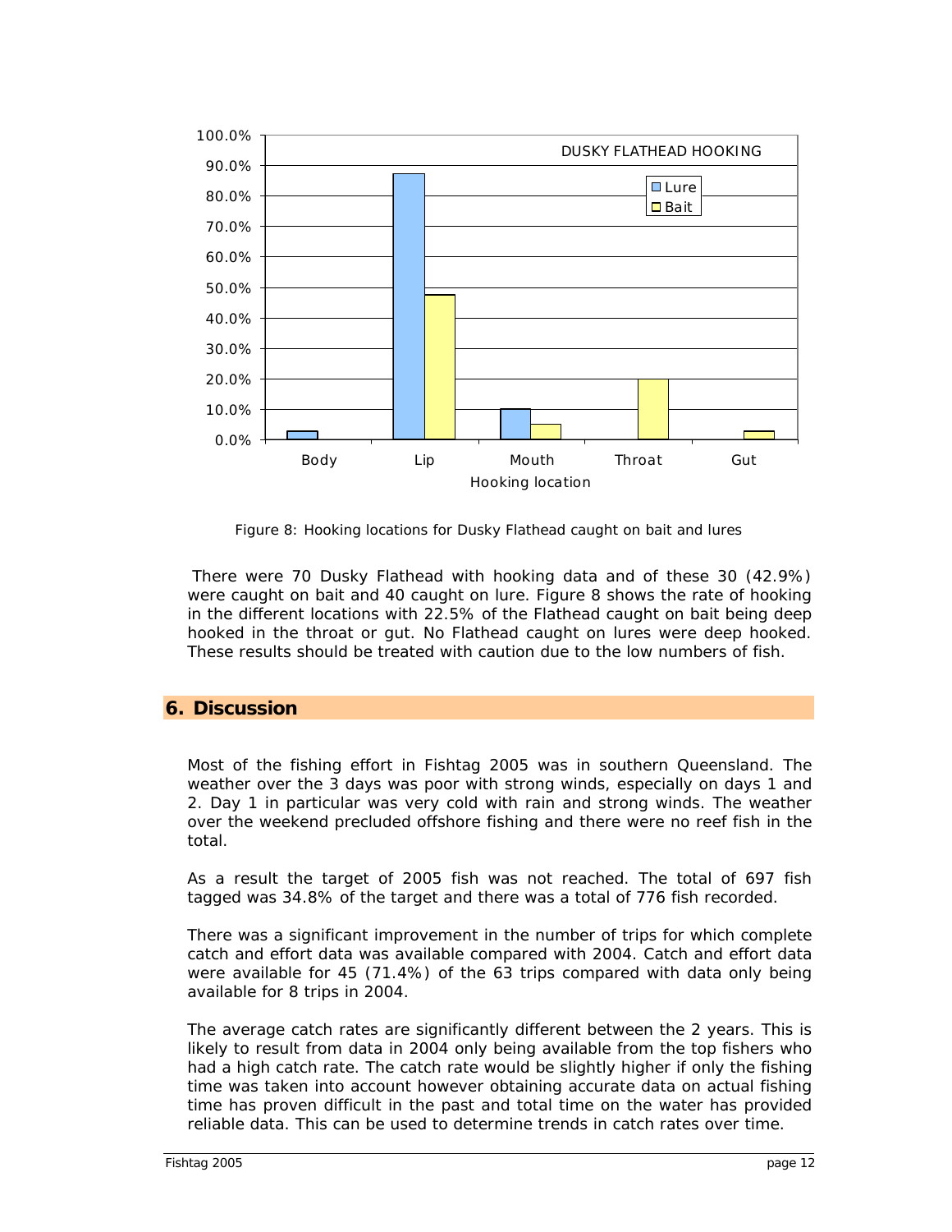Figure 8: Hooking locations for Dusky Flathead caught on bait and lures

There were 70 Dusky Flathead with hooking data and of these 30 (42.9%) were caught on bait and 40 caught on lure. Figure 8 shows the rate of hooking in the different locations with 22.5% of the Flathead caught on bait being deep hooked in the throat or gut. No Flathead caught on lures were deep hooked. These results should be treated with caution due to the low numbers of fish.

## 6. Discussion

Most of the fishing effort in Fishtag 2005 was in southern Queensland. The weather over the 3 days was poor with strong winds, especially on days 1 and 2. Day 1 in particular was very cold with rain and strong winds. The weather over the weekend precluded offshore fishing and there were no reef fish in the total.

As a result the target of 2005 fish was not reached. The total of 697 fish tagged was 34.8% of the target and there was a total of 776 fish recorded.

There was a significant improvement in the number of trips for which complete catch and effort data was available compared with 2004. Catch and effort data were available for 45 (71.4%) of the 63 trips compared with data only being available for 8 trips in 2004.

The average catch rates are significantly different between the 2 years. This is likely to result from data in 2004 only being available from the top fishers who had a high catch rate. The catch rate would be slightly higher if only the fishing time was taken into account however obtaining accurate data on actual fishing time has proven difficult in the past and total time on the water has provided reliable data. This can be used to determine trends in catch rates over time.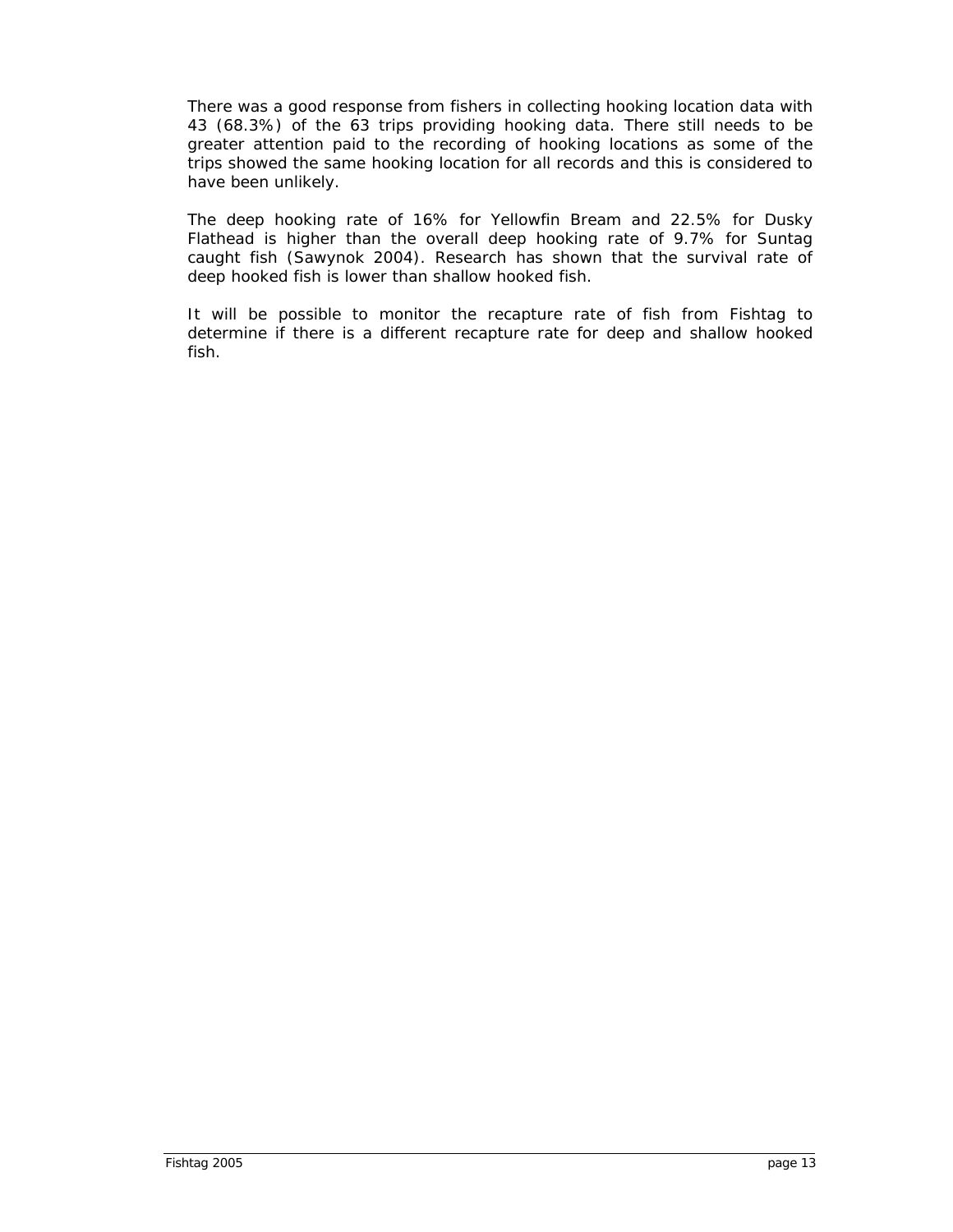There was a good response from fishers in collecting hooking location data with 43 (68.3%) of the 63 trips providing hooking data. There still needs to be greater attention paid to the recording of hooking locations as some of the trips showed the same hooking location for all records and this is considered to have been unlikely.

The deep hooking rate of 16% for Yellowfin Bream and 22.5% for Dusky Flathead is higher than the overall deep hooking rate of 9.7% for Suntag caught fish (Sawynok 2004). Research has shown that the survival rate of deep hooked fish is lower than shallow hooked fish.

It will be possible to monitor the recapture rate of fish from Fishtag to determine if there is a different recapture rate for deep and shallow hooked fish.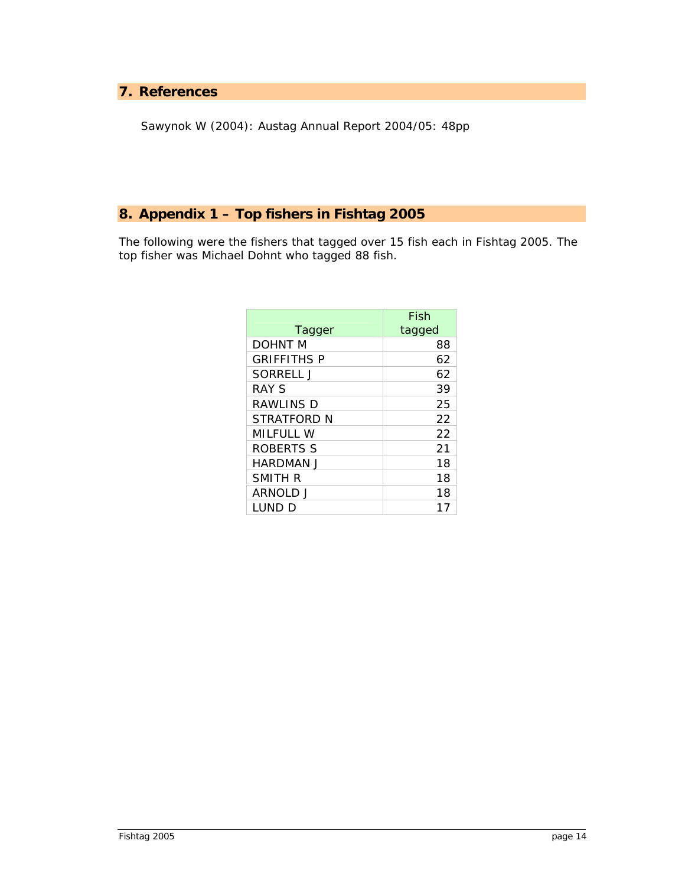## 7. References

Sawynok W (2004): Austag Annual Report 2004/05: 48pp

## 8. Appendix 1 – Top fishers in Fishtag 2005

The following were the fishers that tagged over 15 fish each in Fishtag 2005. The top fisher was Michael Dohnt who tagged 88 fish.

| Tagger | Fish tagged |
|---|---|
| DOHNT M | 88 |
| GRIFFITHS P | 62 |
| SORRELL J | 62 |
| RAY S | 39 |
| RAWLINS D | 25 |
| STRATFORD N | 22 |
| MILFULL W | 22 |
| ROBERTS S | 21 |
| HARDMAN J | 18 |
| SMITH R | 18 |
| ARNOLD J | 18 |
| LUND D | 17 |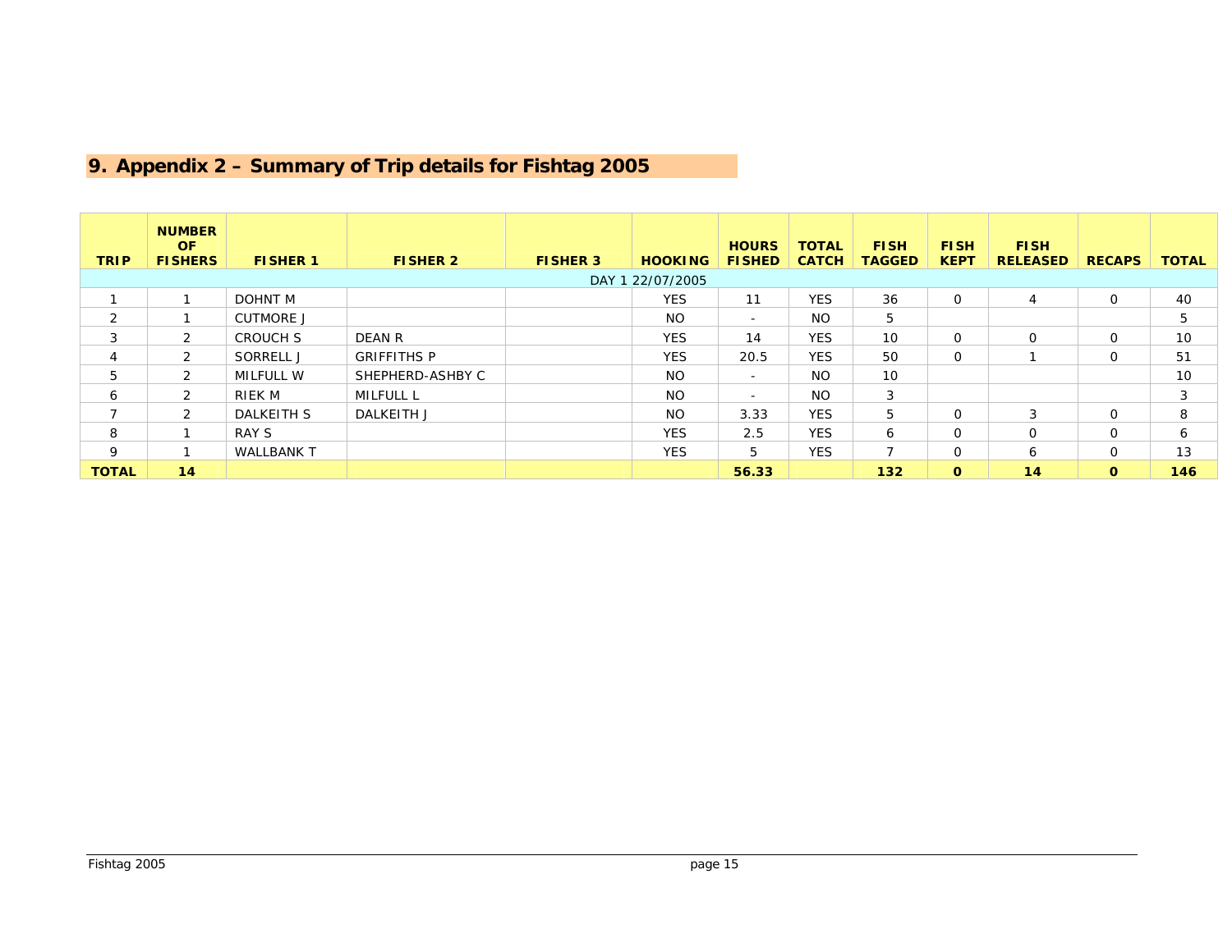## 9. Appendix 2 – Summary of Trip details for Fishtag 2005

| TRIP | NUMBER OF FISHERS | FISHER 1 | FISHER 2 | FISHER 3 | HOOKING | HOURS FISHED | TOTAL CATCH | FISH TAGGED | FISH KEPT | FISH RELEASED | RECAPS | TOTAL |
|---|---|---|---|---|---|---|---|---|---|---|---|---|
| DAY 1 22/07/2005 | | | | | | | | | | | | |
| 1 | 1 | DOHNT M | | | YES | 11 | YES | 36 | 0 | 4 | 0 | 40 |
| 2 | 1 | CUTMORE J | | | NO | - | NO | 5 | | | | 5 |
| 3 | 2 | CROUCH S | DEAN R | | YES | 14 | YES | 10 | 0 | 0 | 0 | 10 |
| 4 | 2 | SORRELL J | GRIFFITHS P | | YES | 20.5 | YES | 50 | 0 | 1 | 0 | 51 |
| 5 | 2 | MILFULL W | SHEPHERD-ASHBY C | | NO | - | NO | 10 | | | | 10 |
| 6 | 2 | RIEK M | MILFULL L | | NO | - | NO | 3 | | | | 3 |
| 7 | 2 | DALKEITH S | DALKEITH J | | NO | 3.33 | YES | 5 | 0 | 3 | 0 | 8 |
| 8 | 1 | RAY S | | | YES | 2.5 | YES | 6 | 0 | 0 | 0 | 6 |
| 9 | 1 | WALLBANK T | | | YES | 5 | YES | 7 | 0 | 6 | 0 | 13 |
| **TOTAL** | **14** | | | | | **56.33** | | **132** | **0** | **14** | **0** | **146** |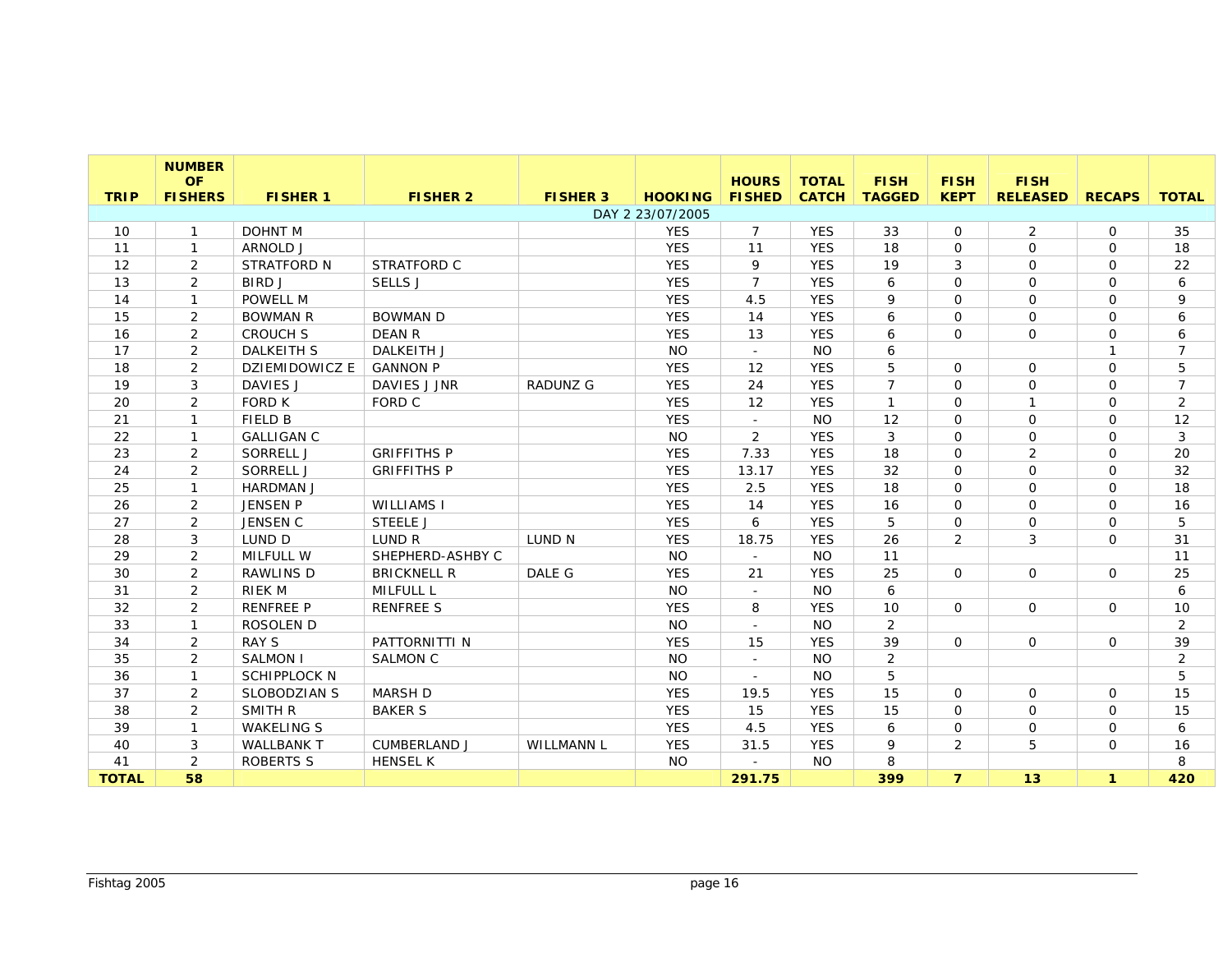| TRIP | NUMBER OF FISHERS | FISHER 1 | FISHER 2 | FISHER 3 | HOOKING | HOURS FISHED | TOTAL CATCH | FISH TAGGED | FISH KEPT | FISH RELEASED | RECAPS | TOTAL |
|---|---|---|---|---|---|---|---|---|---|---|---|---|
| DAY 2 23/07/2005 | | | | | | | | | | | | |
| 10 | 1 | DOHNT M | | | YES | 7 | YES | 33 | 0 | 2 | 0 | 35 |
| 11 | 1 | ARNOLD J | | | YES | 11 | YES | 18 | 0 | 0 | 0 | 18 |
| 12 | 2 | STRATFORD N | STRATFORD C | | YES | 9 | YES | 19 | 3 | 0 | 0 | 22 |
| 13 | 2 | BIRD J | SELLS J | | YES | 7 | YES | 6 | 0 | 0 | 0 | 6 |
| 14 | 1 | POWELL M | | | YES | 4.5 | YES | 9 | 0 | 0 | 0 | 9 |
| 15 | 2 | BOWMAN R | BOWMAN D | | YES | 14 | YES | 6 | 0 | 0 | 0 | 6 |
| 16 | 2 | CROUCH S | DEAN R | | YES | 13 | YES | 6 | 0 | 0 | 0 | 6 |
| 17 | 2 | DALKEITH S | DALKEITH J | | NO | - | NO | 6 | | | 1 | 7 |
| 18 | 2 | DZIEMIDOWICZ E | GANNON P | | YES | 12 | YES | 5 | 0 | 0 | 0 | 5 |
| 19 | 3 | DAVIES J | DAVIES J JNR | RADUNZ G | YES | 24 | YES | 7 | 0 | 0 | 0 | 7 |
| 20 | 2 | FORD K | FORD C | | YES | 12 | YES | 1 | 0 | 1 | 0 | 2 |
| 21 | 1 | FIELD B | | | YES | - | NO | 12 | 0 | 0 | 0 | 12 |
| 22 | 1 | GALLIGAN C | | | NO | 2 | YES | 3 | 0 | 0 | 0 | 3 |
| 23 | 2 | SORRELL J | GRIFFITHS P | | YES | 7.33 | YES | 18 | 0 | 2 | 0 | 20 |
| 24 | 2 | SORRELL J | GRIFFITHS P | | YES | 13.17 | YES | 32 | 0 | 0 | 0 | 32 |
| 25 | 1 | HARDMAN J | | | YES | 2.5 | YES | 18 | 0 | 0 | 0 | 18 |
| 26 | 2 | JENSEN P | WILLIAMS I | | YES | 14 | YES | 16 | 0 | 0 | 0 | 16 |
| 27 | 2 | JENSEN C | STEELE J | | YES | 6 | YES | 5 | 0 | 0 | 0 | 5 |
| 28 | 3 | LUND D | LUND R | LUND N | YES | 18.75 | YES | 26 | 2 | 3 | 0 | 31 |
| 29 | 2 | MILFULL W | SHEPHERD-ASHBY C | | NO | - | NO | 11 | | | | 11 |
| 30 | 2 | RAWLINS D | BRICKNELL R | DALE G | YES | 21 | YES | 25 | 0 | 0 | 0 | 25 |
| 31 | 2 | RIEK M | MILFULL L | | NO | - | NO | 6 | | | | 6 |
| 32 | 2 | RENFREE P | RENFREE S | | YES | 8 | YES | 10 | 0 | 0 | 0 | 10 |
| 33 | 1 | ROSOLEN D | | | NO | - | NO | 2 | | | | 2 |
| 34 | 2 | RAY S | PATTORNITTI N | | YES | 15 | YES | 39 | 0 | 0 | 0 | 39 |
| 35 | 2 | SALMON I | SALMON C | | NO | - | NO | 2 | | | | 2 |
| 36 | 1 | SCHIPPLOCK N | | | NO | - | NO | 5 | | | | 5 |
| 37 | 2 | SLOBODZIAN S | MARSH D | | YES | 19.5 | YES | 15 | 0 | 0 | 0 | 15 |
| 38 | 2 | SMITH R | BAKER S | | YES | 15 | YES | 15 | 0 | 0 | 0 | 15 |
| 39 | 1 | WAKELING S | | | YES | 4.5 | YES | 6 | 0 | 0 | 0 | 6 |
| 40 | 3 | WALLBANK T | CUMBERLAND J | WILLMANN L | YES | 31.5 | YES | 9 | 2 | 5 | 0 | 16 |
| 41 | 2 | ROBERTS S | HENSEL K | | NO | - | NO | 8 | | | | 8 |
| **TOTAL** | **58** | | | | | **291.75** | | **399** | **7** | **13** | **1** | **420** |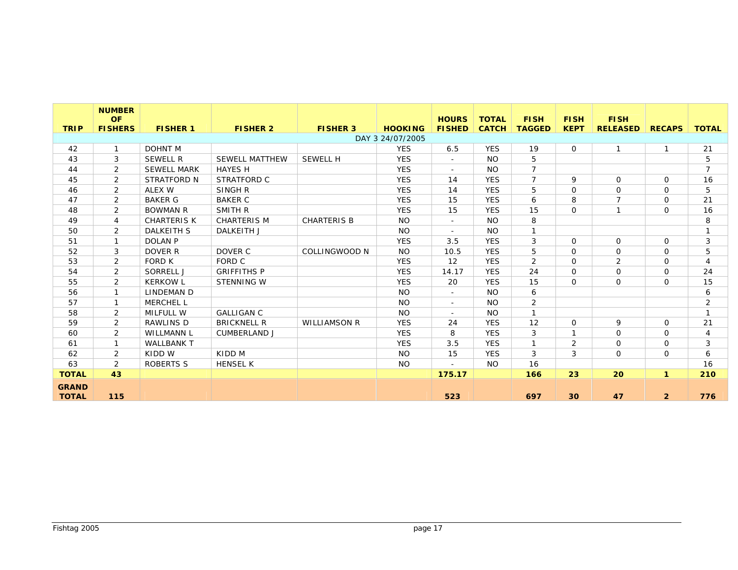| TRIP | NUMBER OF FISHERS | FISHER 1 | FISHER 2 | FISHER 3 | HOOKING | HOURS FISHED | TOTAL CATCH | FISH TAGGED | FISH KEPT | FISH RELEASED | RECAPS | TOTAL |
|---|---|---|---|---|---|---|---|---|---|---|---|---|
| DAY 3 24/07/2005 | | | | | | | | | | | | |
| 42 | 1 | DOHNT M | | | YES | 6.5 | YES | 19 | 0 | 1 | 1 | 21 |
| 43 | 3 | SEWELL R | SEWELL MATTHEW | SEWELL H | YES | - | NO | 5 | | | | 5 |
| 44 | 2 | SEWELL MARK | HAYES H | | YES | - | NO | 7 | | | | 7 |
| 45 | 2 | STRATFORD N | STRATFORD C | | YES | 14 | YES | 7 | 9 | 0 | 0 | 16 |
| 46 | 2 | ALEX W | SINGH R | | YES | 14 | YES | 5 | 0 | 0 | 0 | 5 |
| 47 | 2 | BAKER G | BAKER C | | YES | 15 | YES | 6 | 8 | 7 | 0 | 21 |
| 48 | 2 | BOWMAN R | SMITH R | | YES | 15 | YES | 15 | 0 | 1 | 0 | 16 |
| 49 | 4 | CHARTERIS K | CHARTERIS M | CHARTERIS B | NO | - | NO | 8 | | | | 8 |
| 50 | 2 | DALKEITH S | DALKEITH J | | NO | - | NO | 1 | | | | 1 |
| 51 | 1 | DOLAN P | | | YES | 3.5 | YES | 3 | 0 | 0 | 0 | 3 |
| 52 | 3 | DOVER R | DOVER C | COLLINGWOOD N | NO | 10.5 | YES | 5 | 0 | 0 | 0 | 5 |
| 53 | 2 | FORD K | FORD C | | YES | 12 | YES | 2 | 0 | 2 | 0 | 4 |
| 54 | 2 | SORRELL J | GRIFFITHS P | | YES | 14.17 | YES | 24 | 0 | 0 | 0 | 24 |
| 55 | 2 | KERKOW L | STENNING W | | YES | 20 | YES | 15 | 0 | 0 | 0 | 15 |
| 56 | 1 | LINDEMAN D | | | NO | - | NO | 6 | | | | 6 |
| 57 | 1 | MERCHEL L | | | NO | - | NO | 2 | | | | 2 |
| 58 | 2 | MILFULL W | GALLIGAN C | | NO | - | NO | 1 | | | | 1 |
| 59 | 2 | RAWLINS D | BRICKNELL R | WILLIAMSON R | YES | 24 | YES | 12 | 0 | 9 | 0 | 21 |
| 60 | 2 | WILLMANN L | CUMBERLAND J | | YES | 8 | YES | 3 | 1 | 0 | 0 | 4 |
| 61 | 1 | WALLBANK T | | | YES | 3.5 | YES | 1 | 2 | 0 | 0 | 3 |
| 62 | 2 | KIDD W | KIDD M | | NO | 15 | YES | 3 | 3 | 0 | 0 | 6 |
| 63 | 2 | ROBERTS S | HENSEL K | | NO | - | NO | 16 | | | | 16 |
| **TOTAL** | **43** | | | | | **175.17** | | **166** | **23** | **20** | **1** | **210** |
| **GRAND TOTAL** | **115** | | | | | **523** | | **697** | **30** | **47** | **2** | **776** |